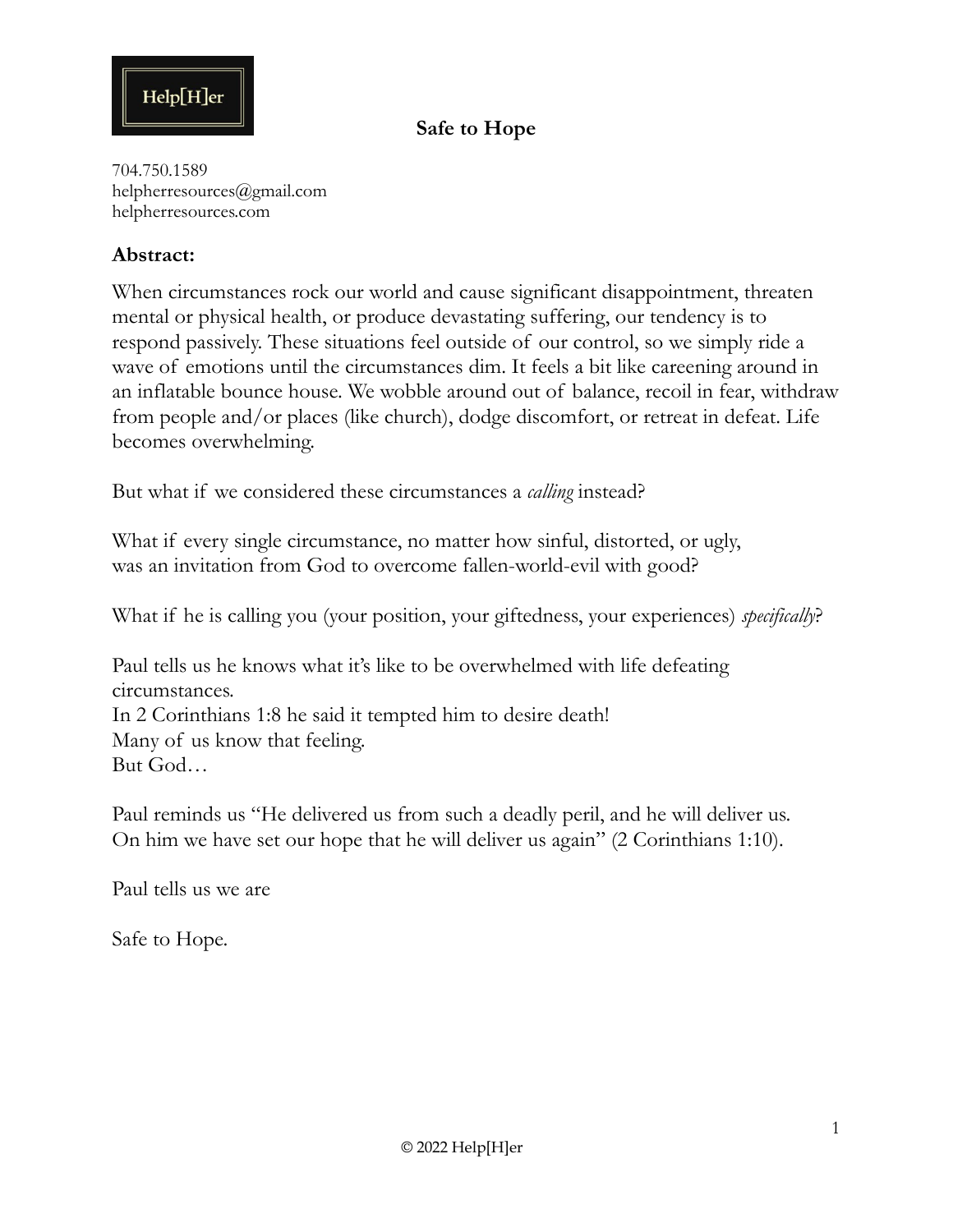Help[H]er

# Safe to Hope

704.750.1589
helpherresources@gmail.com
helpherresources.com

**Abstract:**

When circumstances rock our world and cause significant disappointment, threaten mental or physical health, or produce devastating suffering, our tendency is to respond passively. These situations feel outside of our control, so we simply ride a wave of emotions until the circumstances dim. It feels a bit like careening around in an inflatable bounce house. We wobble around out of balance, recoil in fear, withdraw from people and/or places (like church), dodge discomfort, or retreat in defeat. Life becomes overwhelming.

But what if we considered these circumstances a *calling* instead?

What if every single circumstance, no matter how sinful, distorted, or ugly, was an invitation from God to overcome fallen-world-evil with good?

What if he is calling you (your position, your giftedness, your experiences) *specifically*?

Paul tells us he knows what it's like to be overwhelmed with life defeating circumstances.
In 2 Corinthians 1:8 he said it tempted him to desire death!
Many of us know that feeling.
But God…

Paul reminds us "He delivered us from such a deadly peril, and he will deliver us. On him we have set our hope that he will deliver us again" (2 Corinthians 1:10).

Paul tells us we are

Safe to Hope.

© 2022 Help[H]er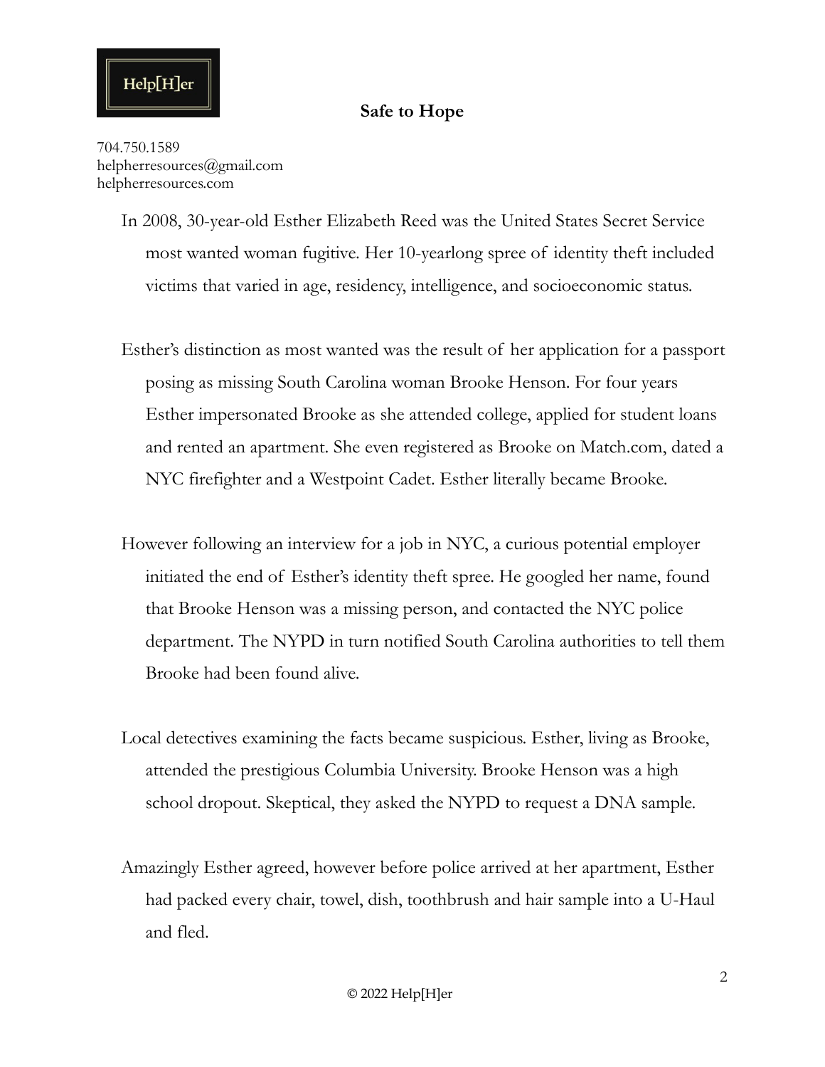In 2008, 30-year-old Esther Elizabeth Reed was the United States Secret Service most wanted woman fugitive. Her 10-yearlong spree of identity theft included victims that varied in age, residency, intelligence, and socioeconomic status.

Esther's distinction as most wanted was the result of her application for a passport posing as missing South Carolina woman Brooke Henson. For four years Esther impersonated Brooke as she attended college, applied for student loans and rented an apartment. She even registered as Brooke on Match.com, dated a NYC firefighter and a Westpoint Cadet. Esther literally became Brooke.

However following an interview for a job in NYC, a curious potential employer initiated the end of Esther's identity theft spree. He googled her name, found that Brooke Henson was a missing person, and contacted the NYC police department. The NYPD in turn notified South Carolina authorities to tell them Brooke had been found alive.

Local detectives examining the facts became suspicious. Esther, living as Brooke, attended the prestigious Columbia University. Brooke Henson was a high school dropout. Skeptical, they asked the NYPD to request a DNA sample.

Amazingly Esther agreed, however before police arrived at her apartment, Esther had packed every chair, towel, dish, toothbrush and hair sample into a U-Haul and fled.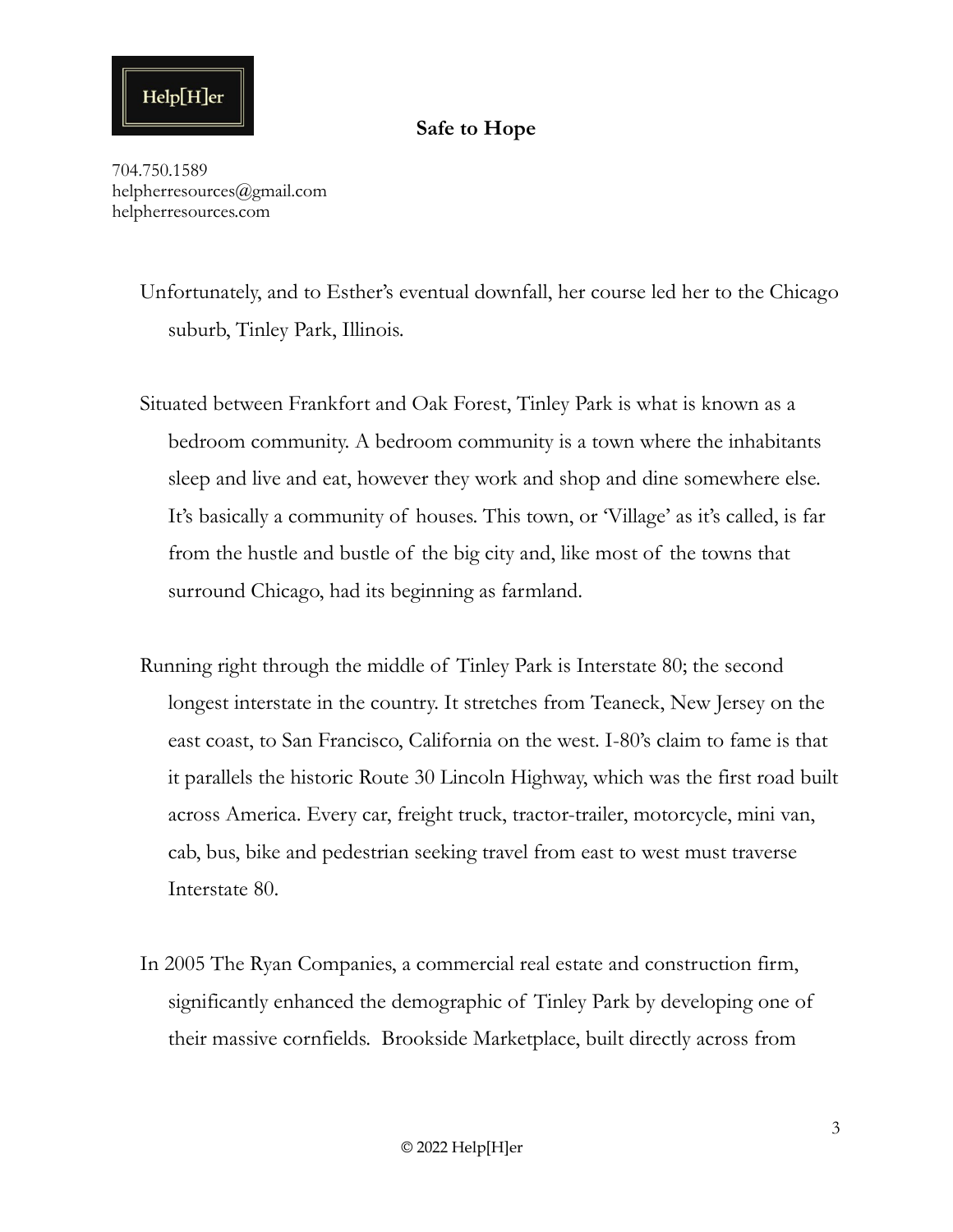Unfortunately, and to Esther's eventual downfall, her course led her to the Chicago suburb, Tinley Park, Illinois.

Situated between Frankfort and Oak Forest, Tinley Park is what is known as a bedroom community. A bedroom community is a town where the inhabitants sleep and live and eat, however they work and shop and dine somewhere else. It's basically a community of houses. This town, or 'Village' as it's called, is far from the hustle and bustle of the big city and, like most of the towns that surround Chicago, had its beginning as farmland.

Running right through the middle of Tinley Park is Interstate 80; the second longest interstate in the country. It stretches from Teaneck, New Jersey on the east coast, to San Francisco, California on the west. I-80's claim to fame is that it parallels the historic Route 30 Lincoln Highway, which was the first road built across America. Every car, freight truck, tractor-trailer, motorcycle, mini van, cab, bus, bike and pedestrian seeking travel from east to west must traverse Interstate 80.

In 2005 The Ryan Companies, a commercial real estate and construction firm, significantly enhanced the demographic of Tinley Park by developing one of their massive cornfields. Brookside Marketplace, built directly across from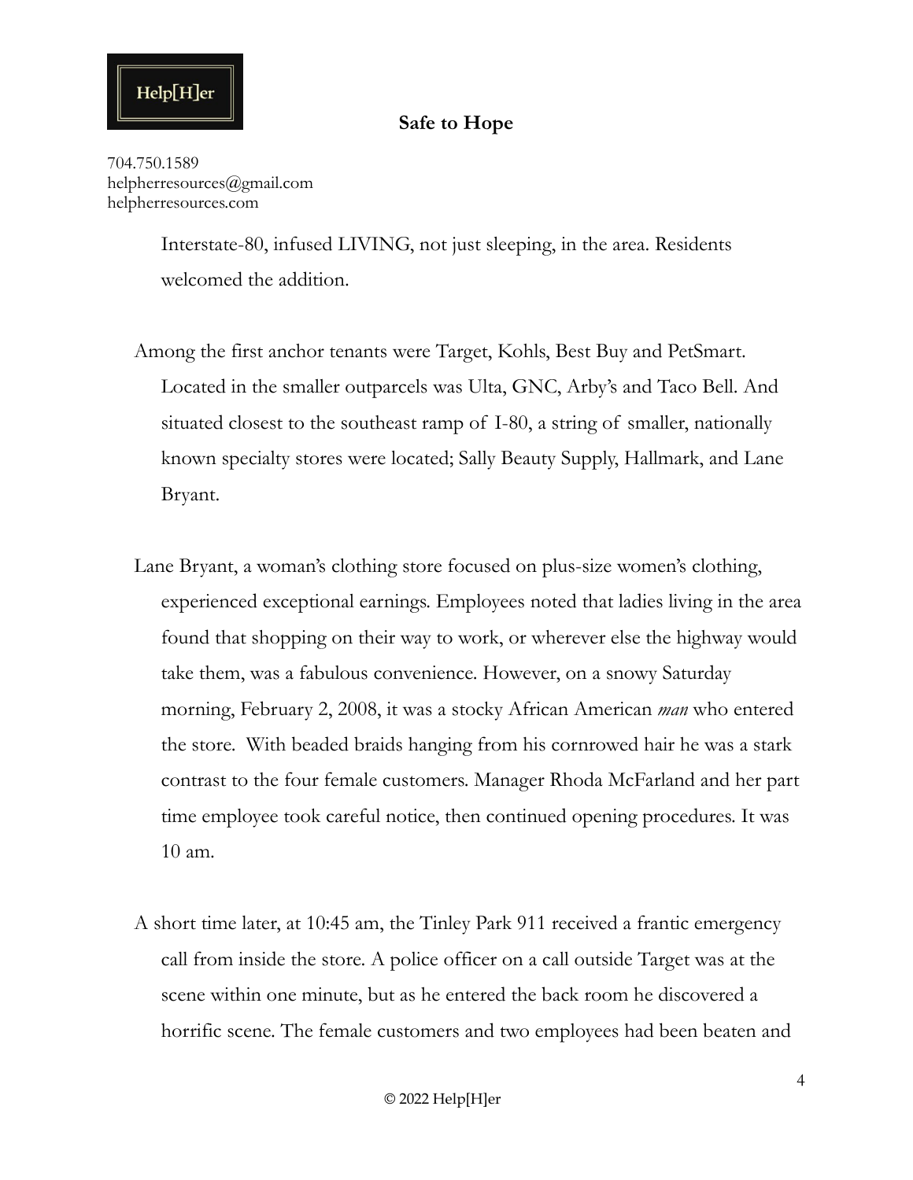Interstate-80, infused LIVING, not just sleeping, in the area. Residents welcomed the addition.

Among the first anchor tenants were Target, Kohls, Best Buy and PetSmart. Located in the smaller outparcels was Ulta, GNC, Arby's and Taco Bell. And situated closest to the southeast ramp of I-80, a string of smaller, nationally known specialty stores were located; Sally Beauty Supply, Hallmark, and Lane Bryant.

Lane Bryant, a woman's clothing store focused on plus-size women's clothing, experienced exceptional earnings. Employees noted that ladies living in the area found that shopping on their way to work, or wherever else the highway would take them, was a fabulous convenience. However, on a snowy Saturday morning, February 2, 2008, it was a stocky African American *man* who entered the store. With beaded braids hanging from his cornrowed hair he was a stark contrast to the four female customers. Manager Rhoda McFarland and her part time employee took careful notice, then continued opening procedures. It was 10 am.

A short time later, at 10:45 am, the Tinley Park 911 received a frantic emergency call from inside the store. A police officer on a call outside Target was at the scene within one minute, but as he entered the back room he discovered a horrific scene. The female customers and two employees had been beaten and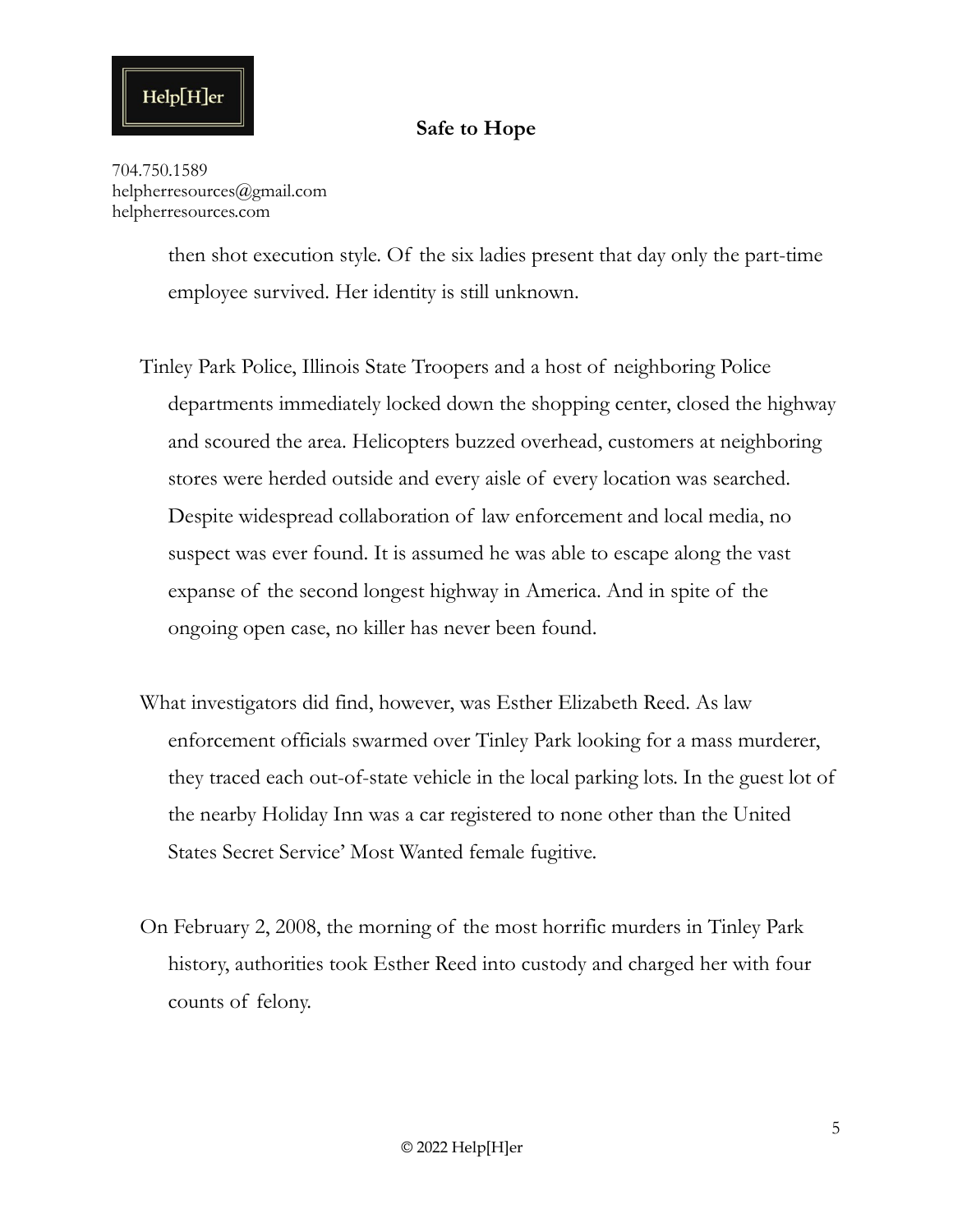then shot execution style. Of the six ladies present that day only the part-time employee survived. Her identity is still unknown.

Tinley Park Police, Illinois State Troopers and a host of neighboring Police departments immediately locked down the shopping center, closed the highway and scoured the area. Helicopters buzzed overhead, customers at neighboring stores were herded outside and every aisle of every location was searched. Despite widespread collaboration of law enforcement and local media, no suspect was ever found. It is assumed he was able to escape along the vast expanse of the second longest highway in America. And in spite of the ongoing open case, no killer has never been found.

What investigators did find, however, was Esther Elizabeth Reed. As law enforcement officials swarmed over Tinley Park looking for a mass murderer, they traced each out-of-state vehicle in the local parking lots. In the guest lot of the nearby Holiday Inn was a car registered to none other than the United States Secret Service' Most Wanted female fugitive.

On February 2, 2008, the morning of the most horrific murders in Tinley Park history, authorities took Esther Reed into custody and charged her with four counts of felony.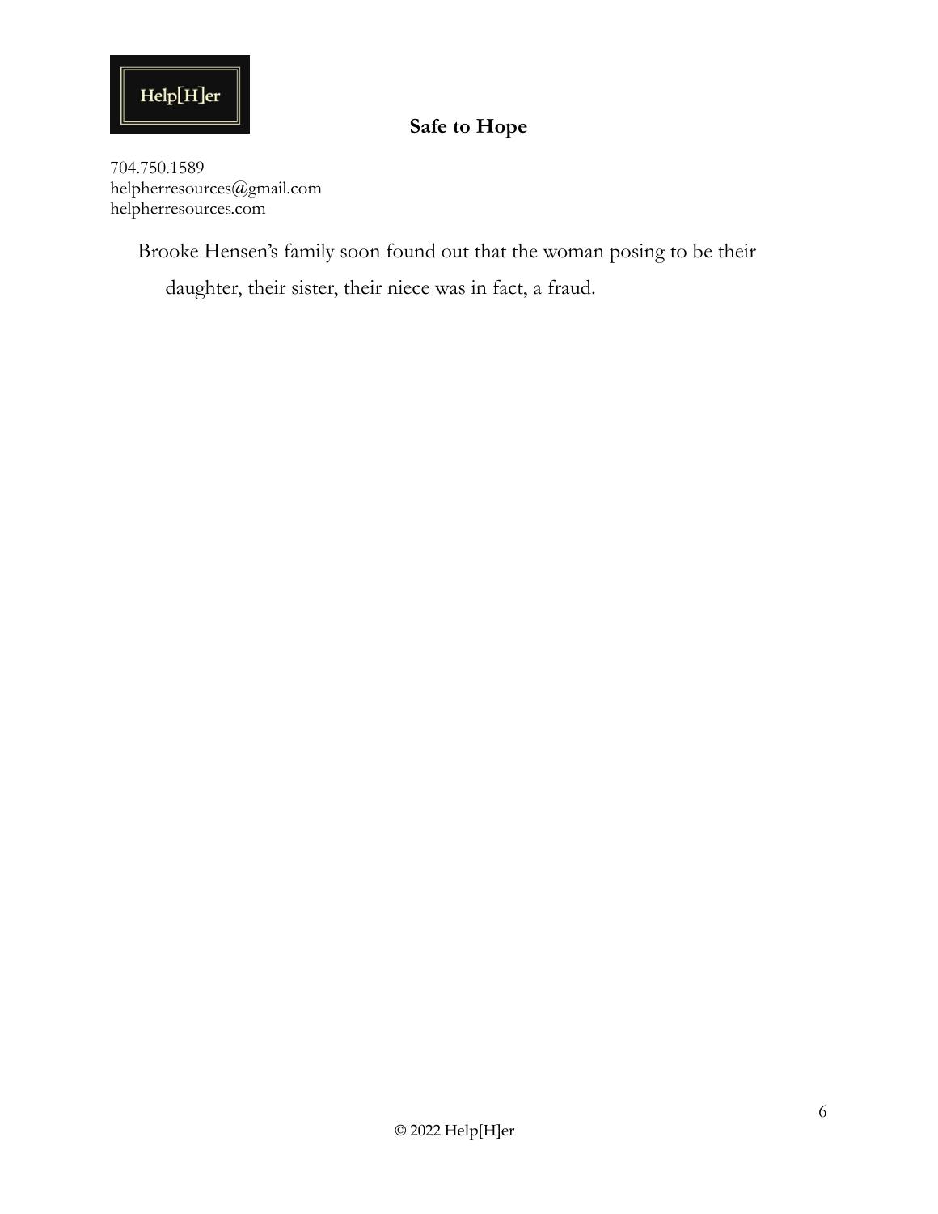Brooke Hensen's family soon found out that the woman posing to be their daughter, their sister, their niece was in fact, a fraud.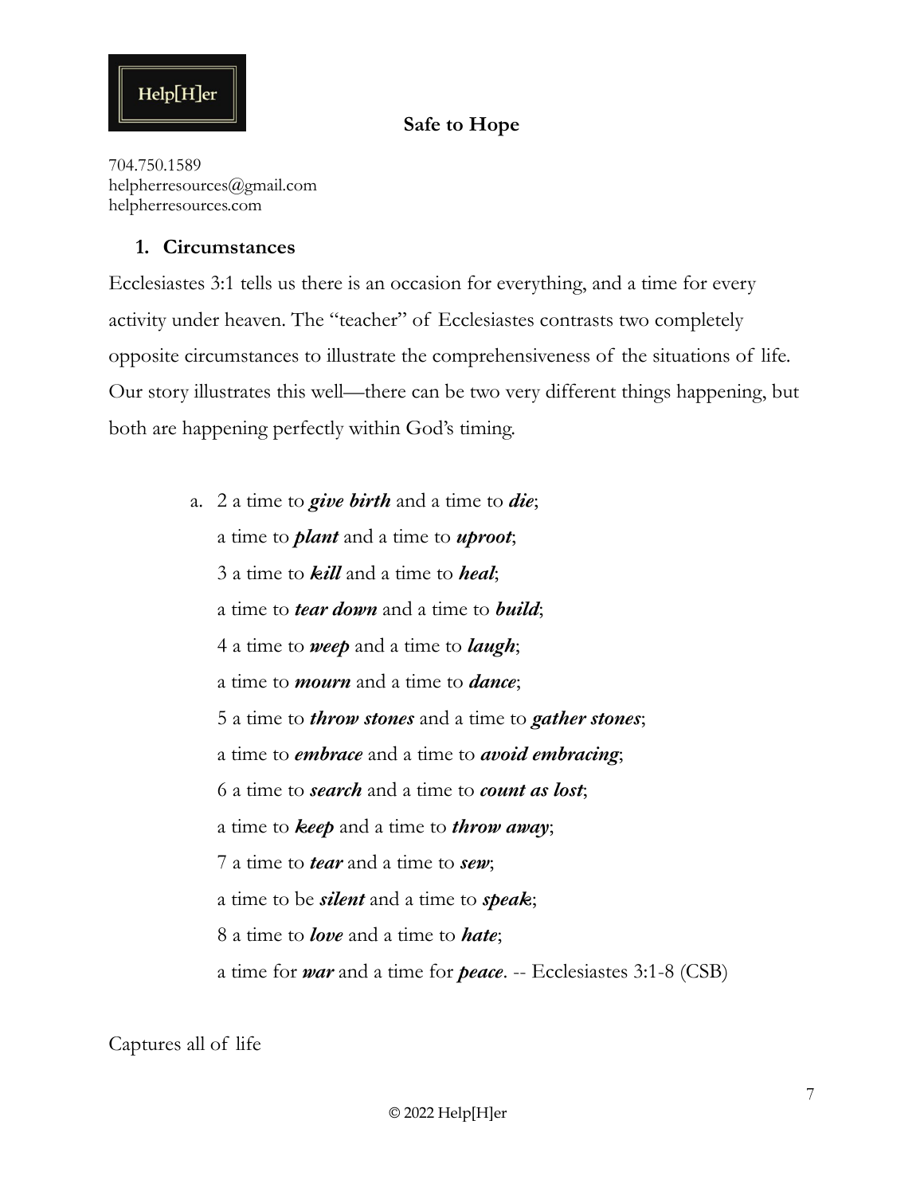Help[H]er

**Safe to Hope**

704.750.1589
helpherresources@gmail.com
helpherresources.com

1. **Circumstances**

Ecclesiastes 3:1 tells us there is an occasion for everything, and a time for every activity under heaven. The "teacher" of Ecclesiastes contrasts two completely opposite circumstances to illustrate the comprehensiveness of the situations of life. Our story illustrates this well—there can be two very different things happening, but both are happening perfectly within God's timing.

   a. 2 a time to ***give birth*** and a time to ***die***;
      a time to ***plant*** and a time to ***uproot***;
      3 a time to ***kill*** and a time to ***heal***;
      a time to ***tear down*** and a time to ***build***;
      4 a time to ***weep*** and a time to ***laugh***;
      a time to ***mourn*** and a time to ***dance***;
      5 a time to ***throw stones*** and a time to ***gather stones***;
      a time to ***embrace*** and a time to ***avoid embracing***;
      6 a time to ***search*** and a time to ***count as lost***;
      a time to ***keep*** and a time to ***throw away***;
      7 a time to ***tear*** and a time to ***sew***;
      a time to be ***silent*** and a time to ***speak***;
      8 a time to ***love*** and a time to ***hate***;
      a time for ***war*** and a time for ***peace***. -- Ecclesiastes 3:1-8 (CSB)

Captures all of life

© 2022 Help[H]er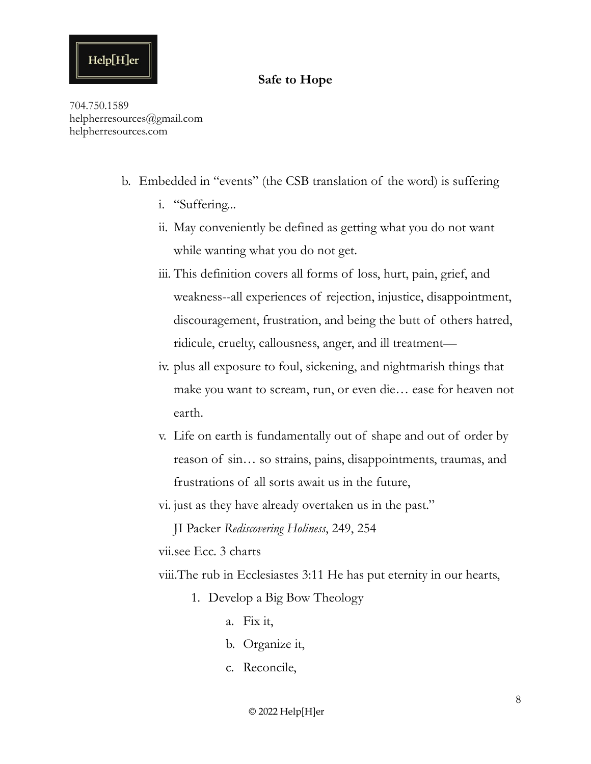b. Embedded in "events" (the CSB translation of the word) is suffering
   i. "Suffering...
   ii. May conveniently be defined as getting what you do not want while wanting what you do not get.
   iii. This definition covers all forms of loss, hurt, pain, grief, and weakness--all experiences of rejection, injustice, disappointment, discouragement, frustration, and being the butt of others hatred, ridicule, cruelty, callousness, anger, and ill treatment—
   iv. plus all exposure to foul, sickening, and nightmarish things that make you want to scream, run, or even die… ease for heaven not earth.
   v. Life on earth is fundamentally out of shape and out of order by reason of sin… so strains, pains, disappointments, traumas, and frustrations of all sorts await us in the future,
   vi. just as they have already overtaken us in the past."
   JI Packer *Rediscovering Holiness*, 249, 254
   vii. see Ecc. 3 charts
   viii. The rub in Ecclesiastes 3:11 He has put eternity in our hearts,
      1. Develop a Big Bow Theology
         a. Fix it,
         b. Organize it,
         c. Reconcile,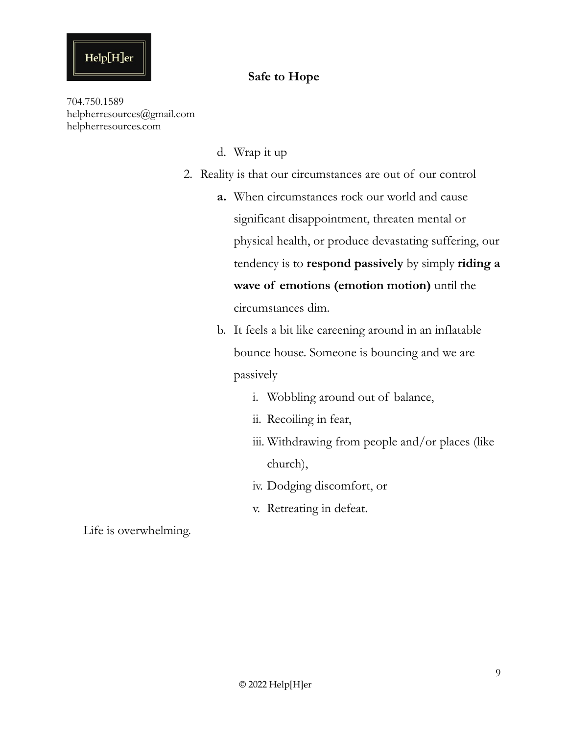d. Wrap it up

2. Reality is that our circumstances are out of our control

   **a.** When circumstances rock our world and cause significant disappointment, threaten mental or physical health, or produce devastating suffering, our tendency is to **respond passively** by simply **riding a wave of emotions (emotion motion)** until the circumstances dim.

   b. It feels a bit like careening around in an inflatable bounce house. Someone is bouncing and we are passively

      i. Wobbling around out of balance,

      ii. Recoiling in fear,

      iii. Withdrawing from people and/or places (like church),

      iv. Dodging discomfort, or

      v. Retreating in defeat.

Life is overwhelming.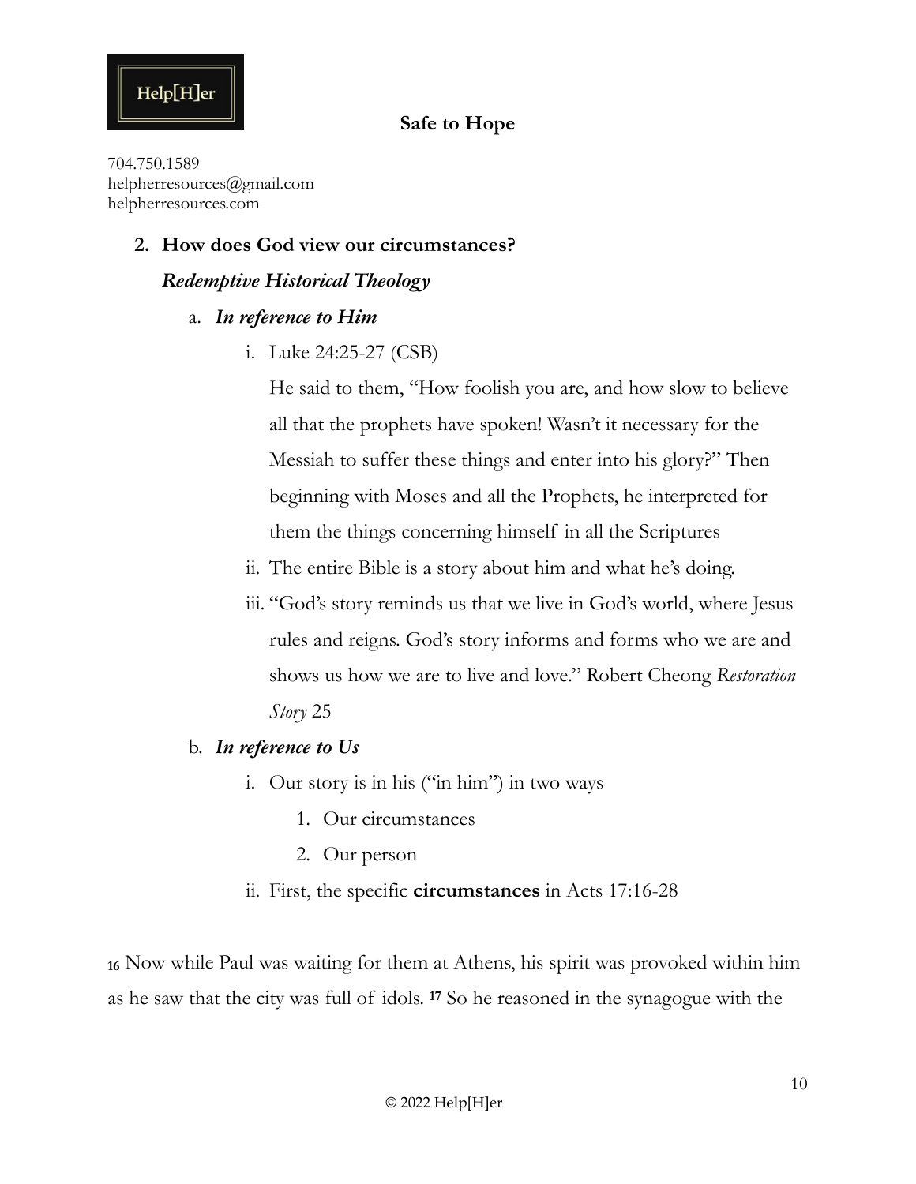**Safe to Hope**

704.750.1589
helpherresources@gmail.com
helpherresources.com

2. **How does God view our circumstances?**

   ***Redemptive Historical Theology***

   a. ***In reference to Him***

      i. Luke 24:25-27 (CSB)

         He said to them, "How foolish you are, and how slow to believe all that the prophets have spoken! Wasn't it necessary for the Messiah to suffer these things and enter into his glory?" Then beginning with Moses and all the Prophets, he interpreted for them the things concerning himself in all the Scriptures

      ii. The entire Bible is a story about him and what he's doing.

      iii. "God's story reminds us that we live in God's world, where Jesus rules and reigns. God's story informs and forms who we are and shows us how we are to live and love." Robert Cheong *Restoration Story* 25

   b. ***In reference to Us***

      i. Our story is in his ("in him") in two ways

         1. Our circumstances
         2. Our person

      ii. First, the specific **circumstances** in Acts 17:16-28

**16** Now while Paul was waiting for them at Athens, his spirit was provoked within him as he saw that the city was full of idols. **17** So he reasoned in the synagogue with the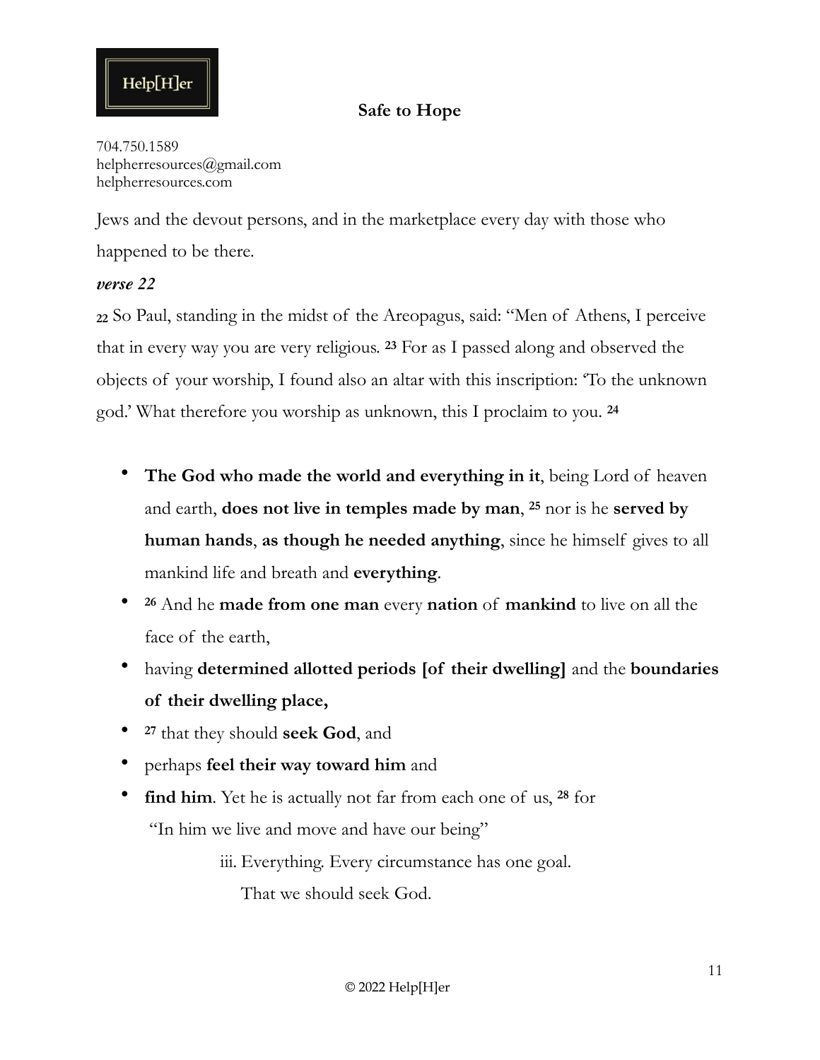Jews and the devout persons, and in the marketplace every day with those who happened to be there.

***verse 22***

[22] So Paul, standing in the midst of the Areopagus, said: "Men of Athens, I perceive that in every way you are very religious. [23] For as I passed along and observed the objects of your worship, I found also an altar with this inscription: 'To the unknown god.' What therefore you worship as unknown, this I proclaim to you. [24]

- **The God who made the world and everything in it**, being Lord of heaven and earth, **does not live in temples made by man**, [25] nor is he **served by human hands**, **as though he needed anything**, since he himself gives to all mankind life and breath and **everything**.
- [26] And he **made from one man** every **nation** of **mankind** to live on all the face of the earth,
- having **determined allotted periods [of their dwelling]** and the **boundaries of their dwelling place,**
- [27] that they should **seek God**, and
- perhaps **feel their way toward him** and
- **find him**. Yet he is actually not far from each one of us, [28] for
  "In him we live and move and have our being"

    iii. Everything. Every circumstance has one goal.
    That we should seek God.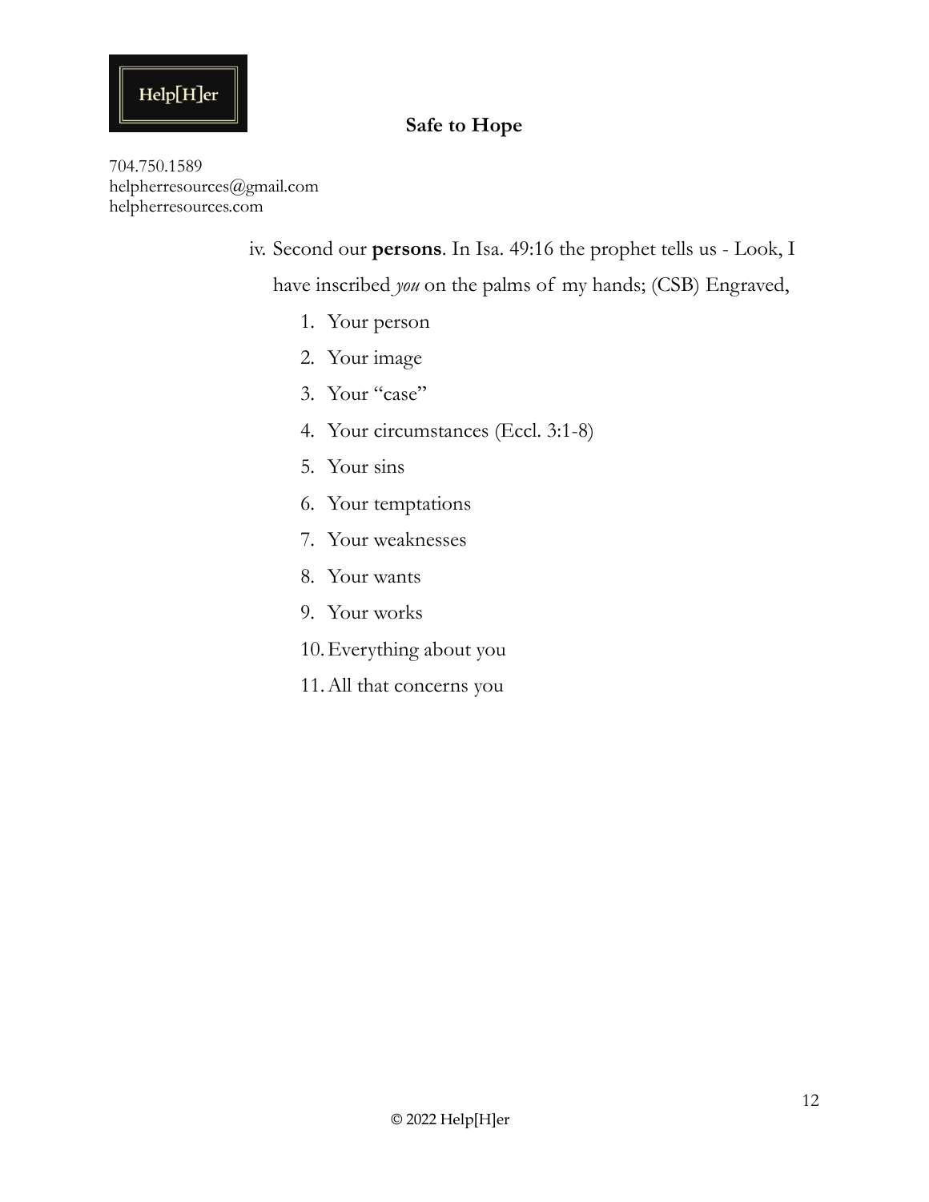iv. Second our **persons**. In Isa. 49:16 the prophet tells us - Look, I have inscribed *you* on the palms of my hands; (CSB) Engraved,

1. Your person
2. Your image
3. Your "case"
4. Your circumstances (Eccl. 3:1-8)
5. Your sins
6. Your temptations
7. Your weaknesses
8. Your wants
9. Your works
10. Everything about you
11. All that concerns you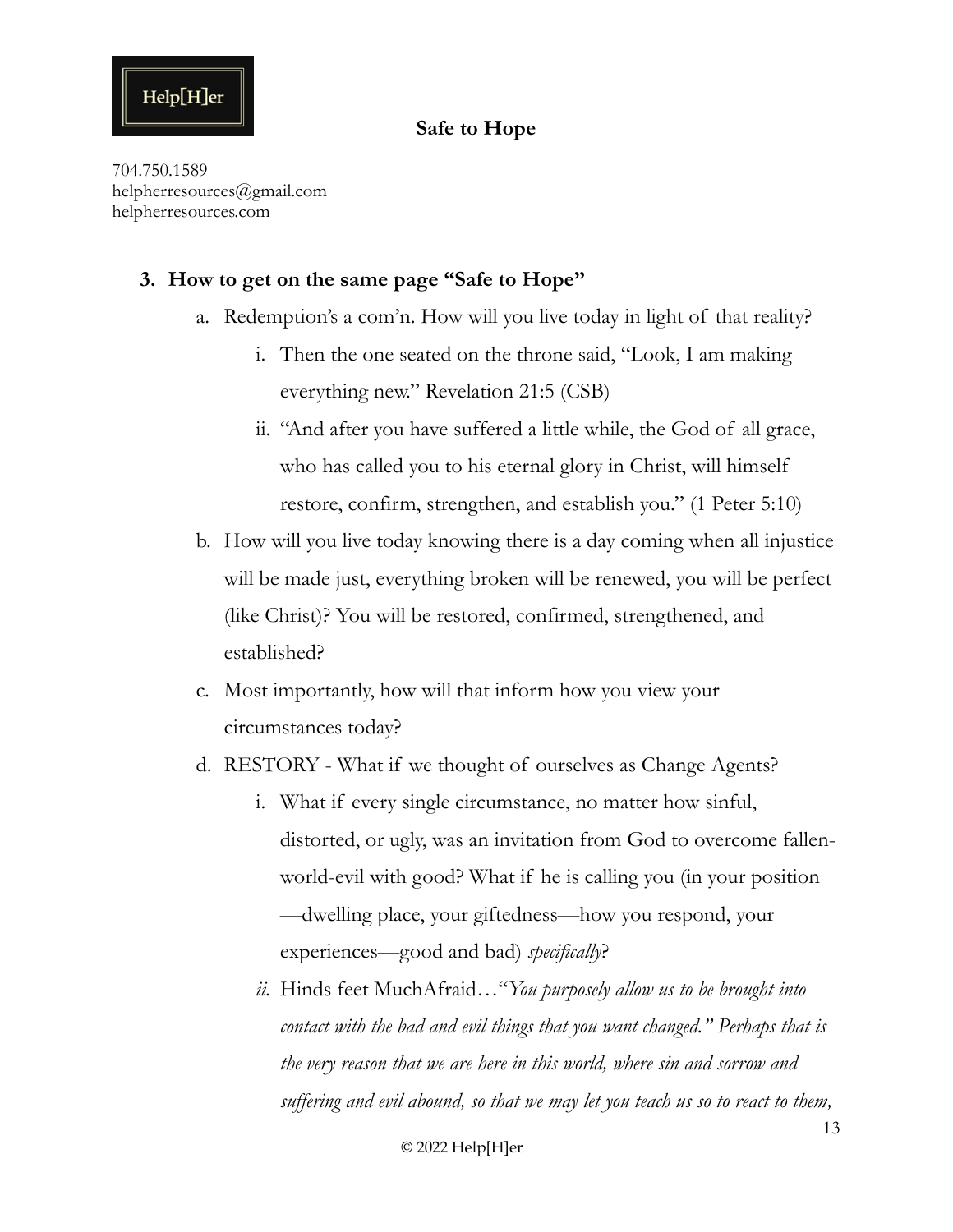3. **How to get on the same page "Safe to Hope"**
    a. Redemption's a com'n. How will you live today in light of that reality?
        i. Then the one seated on the throne said, "Look, I am making everything new." Revelation 21:5 (CSB)
        ii. "And after you have suffered a little while, the God of all grace, who has called you to his eternal glory in Christ, will himself restore, confirm, strengthen, and establish you." (1 Peter 5:10)
    b. How will you live today knowing there is a day coming when all injustice will be made just, everything broken will be renewed, you will be perfect (like Christ)? You will be restored, confirmed, strengthened, and established?
    c. Most importantly, how will that inform how you view your circumstances today?
    d. RESTORY - What if we thought of ourselves as Change Agents?
        i. What if every single circumstance, no matter how sinful, distorted, or ugly, was an invitation from God to overcome fallen-world-evil with good? What if he is calling you (in your position—dwelling place, your giftedness—how you respond, your experiences—good and bad) *specifically*?
        ii. Hinds feet MuchAfraid…"*You purposely allow us to be brought into contact with the bad and evil things that you want changed." Perhaps that is the very reason that we are here in this world, where sin and sorrow and suffering and evil abound, so that we may let you teach us so to react to them,*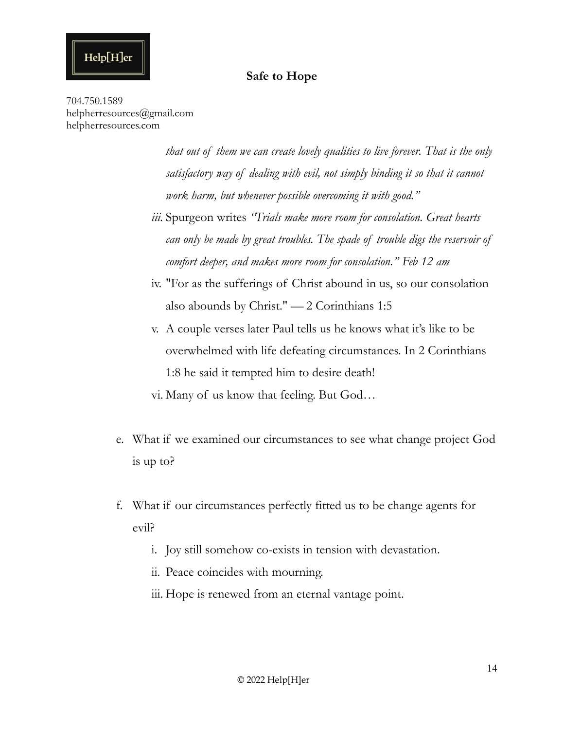*that out of them we can create lovely qualities to live forever. That is the only satisfactory way of dealing with evil, not simply binding it so that it cannot work harm, but whenever possible overcoming it with good."*

   iii. Spurgeon writes *"Trials make more room for consolation. Great hearts can only be made by great troubles. The spade of trouble digs the reservoir of comfort deeper, and makes more room for consolation." Feb 12 am*

   iv. "For as the sufferings of Christ abound in us, so our consolation also abounds by Christ." — 2 Corinthians 1:5

   v. A couple verses later Paul tells us he knows what it's like to be overwhelmed with life defeating circumstances. In 2 Corinthians 1:8 he said it tempted him to desire death!

   vi. Many of us know that feeling. But God…

e. What if we examined our circumstances to see what change project God is up to?

f. What if our circumstances perfectly fitted us to be change agents for evil?

   i. Joy still somehow co-exists in tension with devastation.

   ii. Peace coincides with mourning.

   iii. Hope is renewed from an eternal vantage point.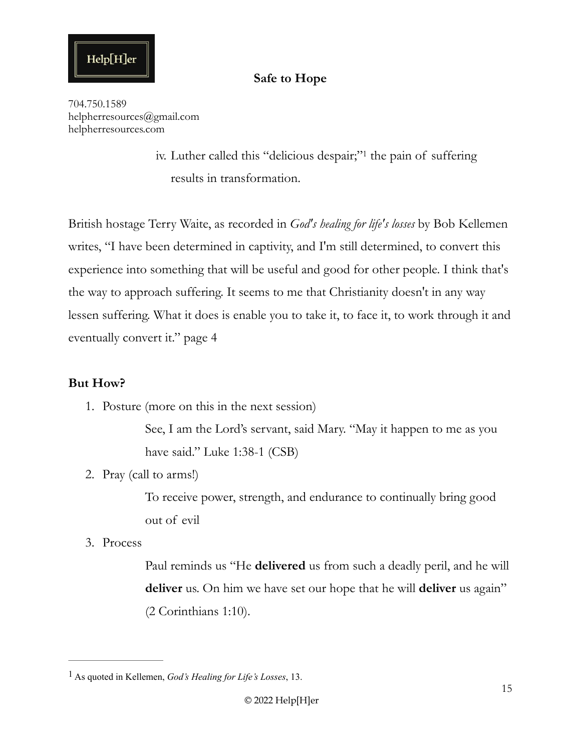iv. Luther called this "delicious despair;"[1] the pain of suffering results in transformation.

British hostage Terry Waite, as recorded in *God's healing for life's losses* by Bob Kellemen writes, "I have been determined in captivity, and I'm still determined, to convert this experience into something that will be useful and good for other people. I think that's the way to approach suffering. It seems to me that Christianity doesn't in any way lessen suffering. What it does is enable you to take it, to face it, to work through it and eventually convert it." page 4

**But How?**

1. Posture (more on this in the next session)

   See, I am the Lord's servant, said Mary. "May it happen to me as you have said." Luke 1:38-1 (CSB)

2. Pray (call to arms!)

   To receive power, strength, and endurance to continually bring good out of evil

3. Process

   Paul reminds us "He **delivered** us from such a deadly peril, and he will **deliver** us. On him we have set our hope that he will **deliver** us again" (2 Corinthians 1:10).

---

[1] As quoted in Kellemen, *God's Healing for Life's Losses*, 13.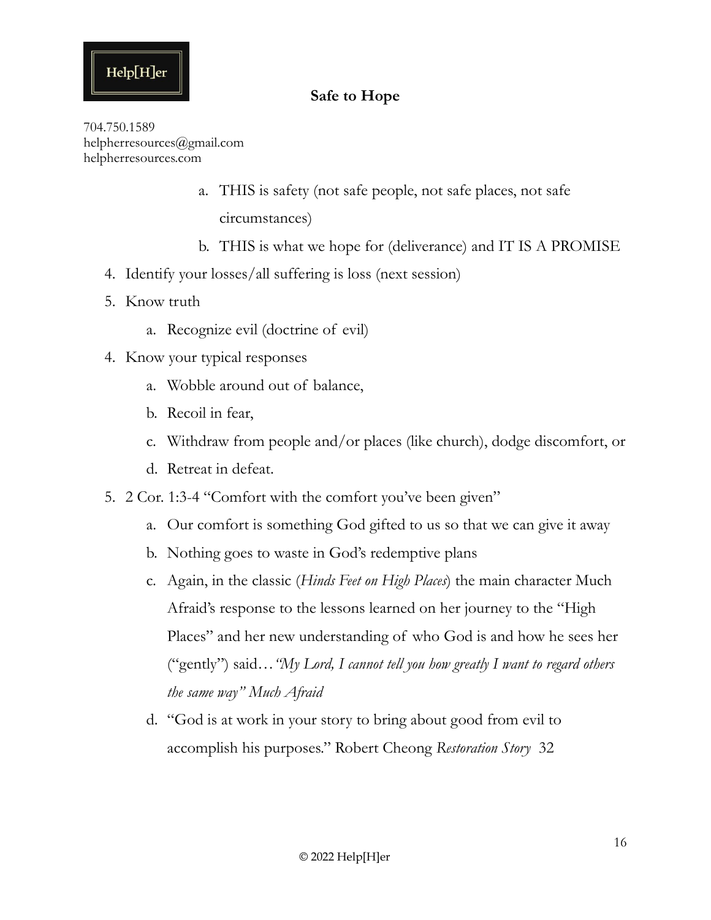a. THIS is safety (not safe people, not safe places, not safe circumstances)
b. THIS is what we hope for (deliverance) and IT IS A PROMISE

4. Identify your losses/all suffering is loss (next session)
5. Know truth
   a. Recognize evil (doctrine of evil)
4. Know your typical responses
   a. Wobble around out of balance,
   b. Recoil in fear,
   c. Withdraw from people and/or places (like church), dodge discomfort, or
   d. Retreat in defeat.
5. 2 Cor. 1:3-4 "Comfort with the comfort you've been given"
   a. Our comfort is something God gifted to us so that we can give it away
   b. Nothing goes to waste in God's redemptive plans
   c. Again, in the classic (*Hinds Feet on High Places*) the main character Much Afraid's response to the lessons learned on her journey to the "High Places" and her new understanding of who God is and how he sees her ("gently") said…*"My Lord, I cannot tell you how greatly I want to regard others the same way" Much Afraid*
   d. "God is at work in your story to bring about good from evil to accomplish his purposes." Robert Cheong *Restoration Story* 32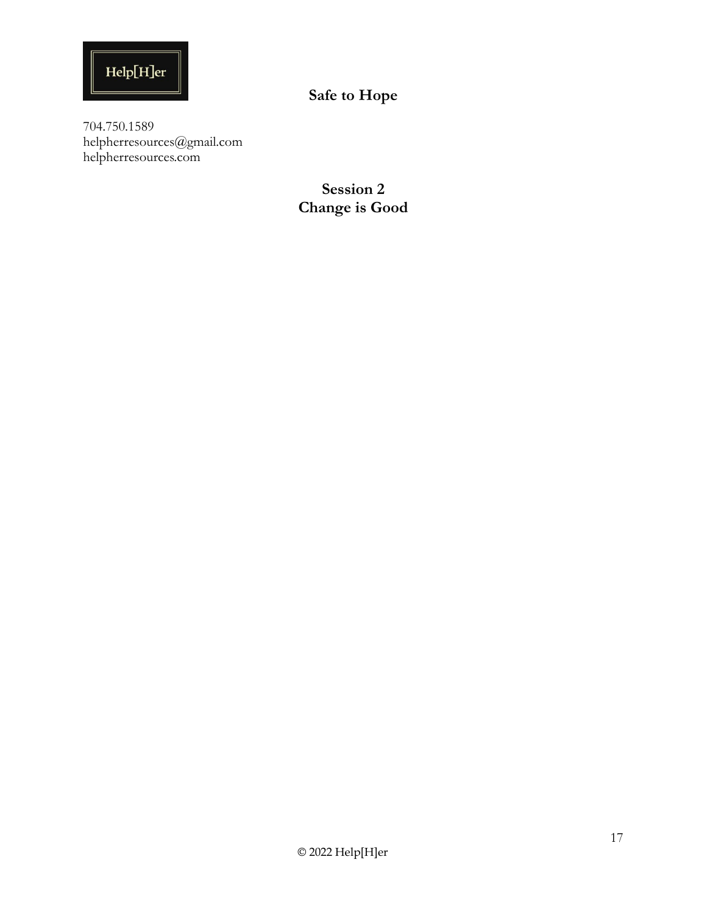Help[H]er

# Safe to Hope

704.750.1589
helpherresources@gmail.com
helpherresources.com

## Session 2
## Change is Good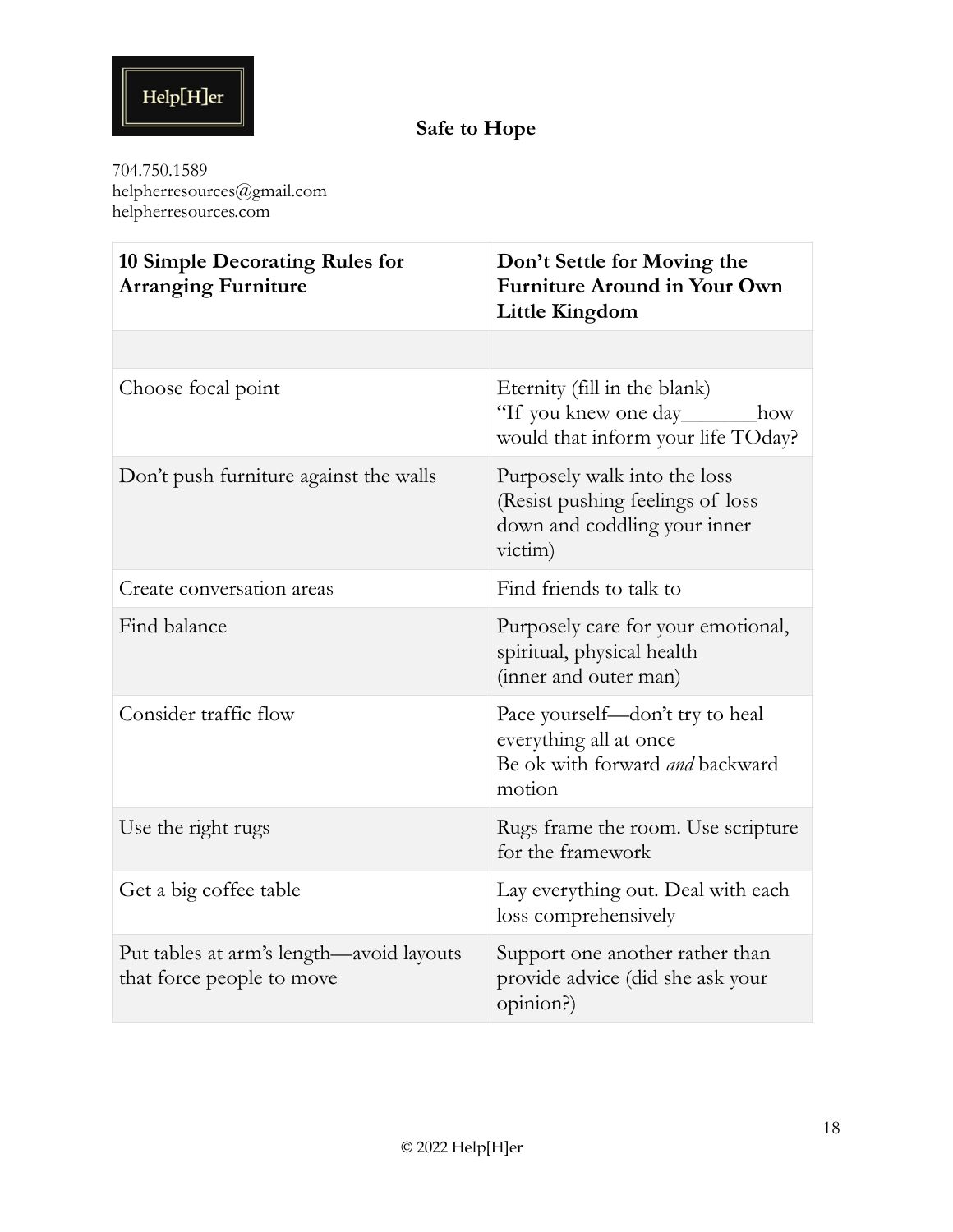Help[H]er

**Safe to Hope**

704.750.1589
helpherresources@gmail.com
helpherresources.com

| **10 Simple Decorating Rules for Arranging Furniture** | **Don't Settle for Moving the Furniture Around in Your Own Little Kingdom** |
|---|---|
| | |
| Choose focal point | Eternity (fill in the blank) "If you knew one day_______how would that inform your life TOday? |
| Don't push furniture against the walls | Purposely walk into the loss (Resist pushing feelings of loss down and coddling your inner victim) |
| Create conversation areas | Find friends to talk to |
| Find balance | Purposely care for your emotional, spiritual, physical health (inner and outer man) |
| Consider traffic flow | Pace yourself—don't try to heal everything all at once Be ok with forward *and* backward motion |
| Use the right rugs | Rugs frame the room. Use scripture for the framework |
| Get a big coffee table | Lay everything out. Deal with each loss comprehensively |
| Put tables at arm's length—avoid layouts that force people to move | Support one another rather than provide advice (did she ask your opinion?) |

© 2022 Help[H]er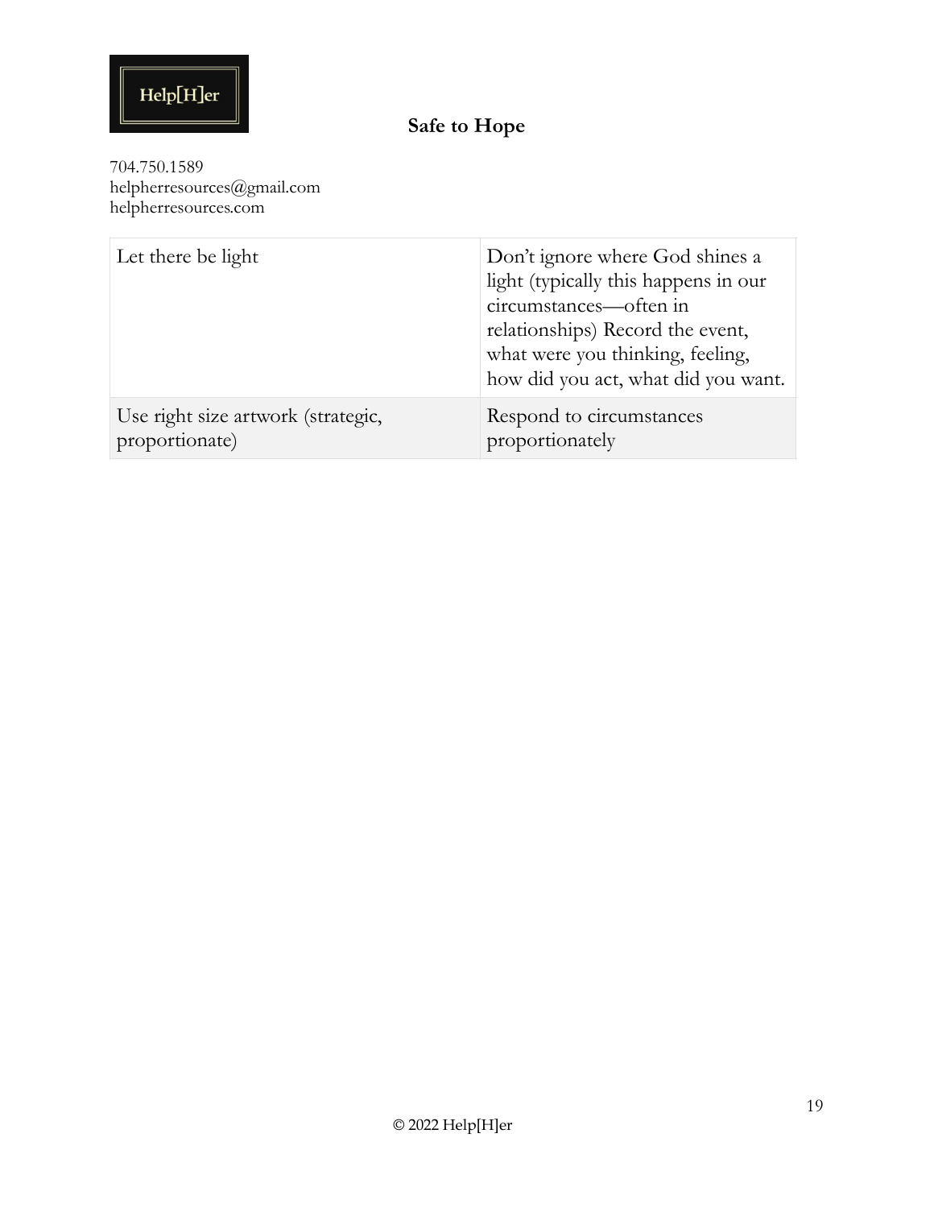**Safe to Hope**

704.750.1589
helpherresources@gmail.com
helpherresources.com

| | |
|---|---|
| Let there be light | Don't ignore where God shines a light (typically this happens in our circumstances—often in relationships) Record the event, what were you thinking, feeling, how did you act, what did you want. |
| Use right size artwork (strategic, proportionate) | Respond to circumstances proportionately |

© 2022 Help[H]er